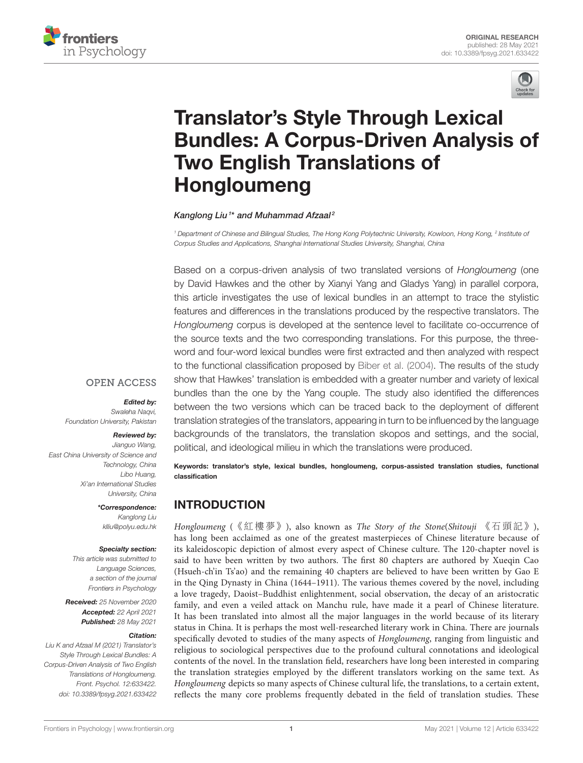ORIGINAL RESEARCH
published: 28 May 2021
doi: 10.3389/fpsyg.2021.633422

# Translator's Style Through Lexical Bundles: A Corpus-Driven Analysis of Two English Translations of Honglouмeng

*Kanglong Liu[1]\* and Muhammad Afzaal[2]*

[1] Department of Chinese and Bilingual Studies, The Hong Kong Polytechnic University, Kowloon, Hong Kong, [2] Institute of Corpus Studies and Applications, Shanghai International Studies University, Shanghai, China

Based on a corpus-driven analysis of two translated versions of *Hongloumeng* (one by David Hawkes and the other by Xianyi Yang and Gladys Yang) in parallel corpora, this article investigates the use of lexical bundles in an attempt to trace the stylistic features and differences in the translations produced by the respective translators. The *Hongloumeng* corpus is developed at the sentence level to facilitate co-occurrence of the source texts and the two corresponding translations. For this purpose, the three-word and four-word lexical bundles were first extracted and then analyzed with respect to the functional classification proposed by Biber et al. (2004). The results of the study show that Hawkes' translation is embedded with a greater number and variety of lexical bundles than the one by the Yang couple. The study also identified the differences between the two versions which can be traced back to the deployment of different translation strategies of the translators, appearing in turn to be influenced by the language backgrounds of the translators, the translation skopos and settings, and the social, political, and ideological milieu in which the translations were produced.

**Keywords: translator's style, lexical bundles, hongloumeng, corpus-assisted translation studies, functional classification**

OPEN ACCESS

***Edited by:***
Swaleha Naqvi,
Foundation University, Pakistan

***Reviewed by:***
Jianguo Wang,
East China University of Science and Technology, China
Libo Huang,
Xi'an International Studies University, China

***\*Correspondence:***
Kanglong Liu
kliu@polyu.edu.hk

***Specialty section:***
This article was submitted to Language Sciences, a section of the journal Frontiers in Psychology

***Received:*** 25 November 2020
***Accepted:*** 22 April 2021
***Published:*** 28 May 2021

***Citation:***
Liu K and Afzaal M (2021) Translator's Style Through Lexical Bundles: A Corpus-Driven Analysis of Two English Translations of Hongloumeng. Front. Psychol. 12:633422. doi: 10.3389/fpsyg.2021.633422

## INTRODUCTION

*Hongloumeng* (《紅樓夢》), also known as *The Story of the Stone*(*Shitouji* 《石頭記》), has long been acclaimed as one of the greatest masterpieces of Chinese literature because of its kaleidoscopic depiction of almost every aspect of Chinese culture. The 120-chapter novel is said to have been written by two authors. The first 80 chapters are authored by Xueqin Cao (Hsueh-ch'in Ts'ao) and the remaining 40 chapters are believed to have been written by Gao E in the Qing Dynasty in China (1644–1911). The various themes covered by the novel, including a love tragedy, Daoist–Buddhist enlightenment, social observation, the decay of an aristocratic family, and even a veiled attack on Manchu rule, have made it a pearl of Chinese literature. It has been translated into almost all the major languages in the world because of its literary status in China. It is perhaps the most well-researched literary work in China. There are journals specifically devoted to studies of the many aspects of *Hongloumeng*, ranging from linguistic and religious to sociological perspectives due to the profound cultural connotations and ideological contents of the novel. In the translation field, researchers have long been interested in comparing the translation strategies employed by the different translators working on the same text. As *Hongloumeng* depicts so many aspects of Chinese cultural life, the translations, to a certain extent, reflects the many core problems frequently debated in the field of translation studies. These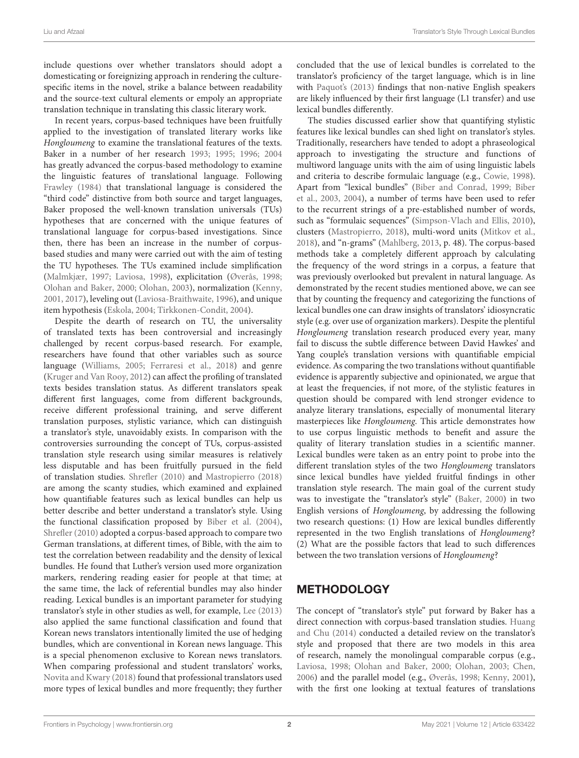include questions over whether translators should adopt a domesticating or foreignizing approach in rendering the culture-specific items in the novel, strike a balance between readability and the source-text cultural elements or empoly an appropriate translation technique in translating this classic literary work.

In recent years, corpus-based techniques have been fruitfully applied to the investigation of translated literary works like *Hongloumeng* to examine the translational features of the texts. Baker in a number of her research 1993; 1995; 1996; 2004 has greatly advanced the corpus-based methodology to examine the linguistic features of translational language. Following Frawley (1984) that translational language is considered the "third code" distinctive from both source and target languages, Baker proposed the well-known translation universals (TUs) hypotheses that are concerned with the unique features of translational language for corpus-based investigations. Since then, there has been an increase in the number of corpus-based studies and many were carried out with the aim of testing the TU hypotheses. The TUs examined include simplification (Malmkjær, 1997; Laviosa, 1998), explicitation (Øverås, 1998; Olohan and Baker, 2000; Olohan, 2003), normalization (Kenny, 2001, 2017), leveling out (Laviosa-Braithwaite, 1996), and unique item hypothesis (Eskola, 2004; Tirkkonen-Condit, 2004).

Despite the dearth of research on TU, the universality of translated texts has been controversial and increasingly challenged by recent corpus-based research. For example, researchers have found that other variables such as source language (Williams, 2005; Ferraresi et al., 2018) and genre (Kruger and Van Rooy, 2012) can affect the profiling of translated texts besides translation status. As different translators speak different first languages, come from different backgrounds, receive different professional training, and serve different translation purposes, stylistic variance, which can distinguish a translator's style, unavoidably exists. In comparison with the controversies surrounding the concept of TUs, corpus-assisted translation style research using similar measures is relatively less disputable and has been fruitfully pursued in the field of translation studies. Shrefler (2010) and Mastropierro (2018) are among the scanty studies, which examined and explained how quantifiable features such as lexical bundles can help us better describe and better understand a translator's style. Using the functional classification proposed by Biber et al. (2004), Shrefler (2010) adopted a corpus-based approach to compare two German translations, at different times, of Bible, with the aim to test the correlation between readability and the density of lexical bundles. He found that Luther's version used more organization markers, rendering reading easier for people at that time; at the same time, the lack of referential bundles may also hinder reading. Lexical bundles is an important parameter for studying translator's style in other studies as well, for example, Lee (2013) also applied the same functional classification and found that Korean news translators intentionally limited the use of hedging bundles, which are conventional in Korean news language. This is a special phenomenon exclusive to Korean news translators. When comparing professional and student translators' works, Novita and Kwary (2018) found that professional translators used more types of lexical bundles and more frequently; they further concluded that the use of lexical bundles is correlated to the translator's proficiency of the target language, which is in line with Paquot's (2013) findings that non-native English speakers are likely influenced by their first language (L1 transfer) and use lexical bundles differently.

The studies discussed earlier show that quantifying stylistic features like lexical bundles can shed light on translator's styles. Traditionally, researchers have tended to adopt a phraseological approach to investigating the structure and functions of multiword language units with the aim of using linguistic labels and criteria to describe formulaic language (e.g., Cowie, 1998). Apart from "lexical bundles" (Biber and Conrad, 1999; Biber et al., 2003, 2004), a number of terms have been used to refer to the recurrent strings of a pre-established number of words, such as "formulaic sequences" (Simpson-Vlach and Ellis, 2010), clusters (Mastropierro, 2018), multi-word units (Mitkov et al., 2018), and "n-grams" (Mahlberg, 2013, p. 48). The corpus-based methods take a completely different approach by calculating the frequency of the word strings in a corpus, a feature that was previously overlooked but prevalent in natural language. As demonstrated by the recent studies mentioned above, we can see that by counting the frequency and categorizing the functions of lexical bundles one can draw insights of translators' idiosyncratic style (e.g. over use of organization markers). Despite the plentiful *Hongloumeng* translation research produced every year, many fail to discuss the subtle difference between David Hawkes' and Yang couple's translation versions with quantifiable empicial evidence. As comparing the two translations without quantifiable evidence is apparently subjective and opinionated, we argue that at least the frequencies, if not more, of the stylistic features in question should be compared with lend stronger evidence to analyze literary translations, especially of monumental literary masterpieces like *Hongloumeng*. This article demonstrates how to use corpus linguistic methods to benefit and assure the quality of literary translation studies in a scientific manner. Lexical bundles were taken as an entry point to probe into the different translation styles of the two *Hongloumeng* translators since lexical bundles have yielded fruitful findings in other translation style research. The main goal of the current study was to investigate the "translator's style" (Baker, 2000) in two English versions of *Hongloumeng*, by addressing the following two research questions: (1) How are lexical bundles differently represented in the two English translations of *Hongloumeng*? (2) What are the possible factors that lead to such differences between the two translation versions of *Hongloumeng*?

## METHODOLOGY

The concept of "translator's style" put forward by Baker has a direct connection with corpus-based translation studies. Huang and Chu (2014) conducted a detailed review on the translator's style and proposed that there are two models in this area of research, namely the monolingual comparable corpus (e.g., Laviosa, 1998; Olohan and Baker, 2000; Olohan, 2003; Chen, 2006) and the parallel model (e.g., Øverås, 1998; Kenny, 2001), with the first one looking at textual features of translations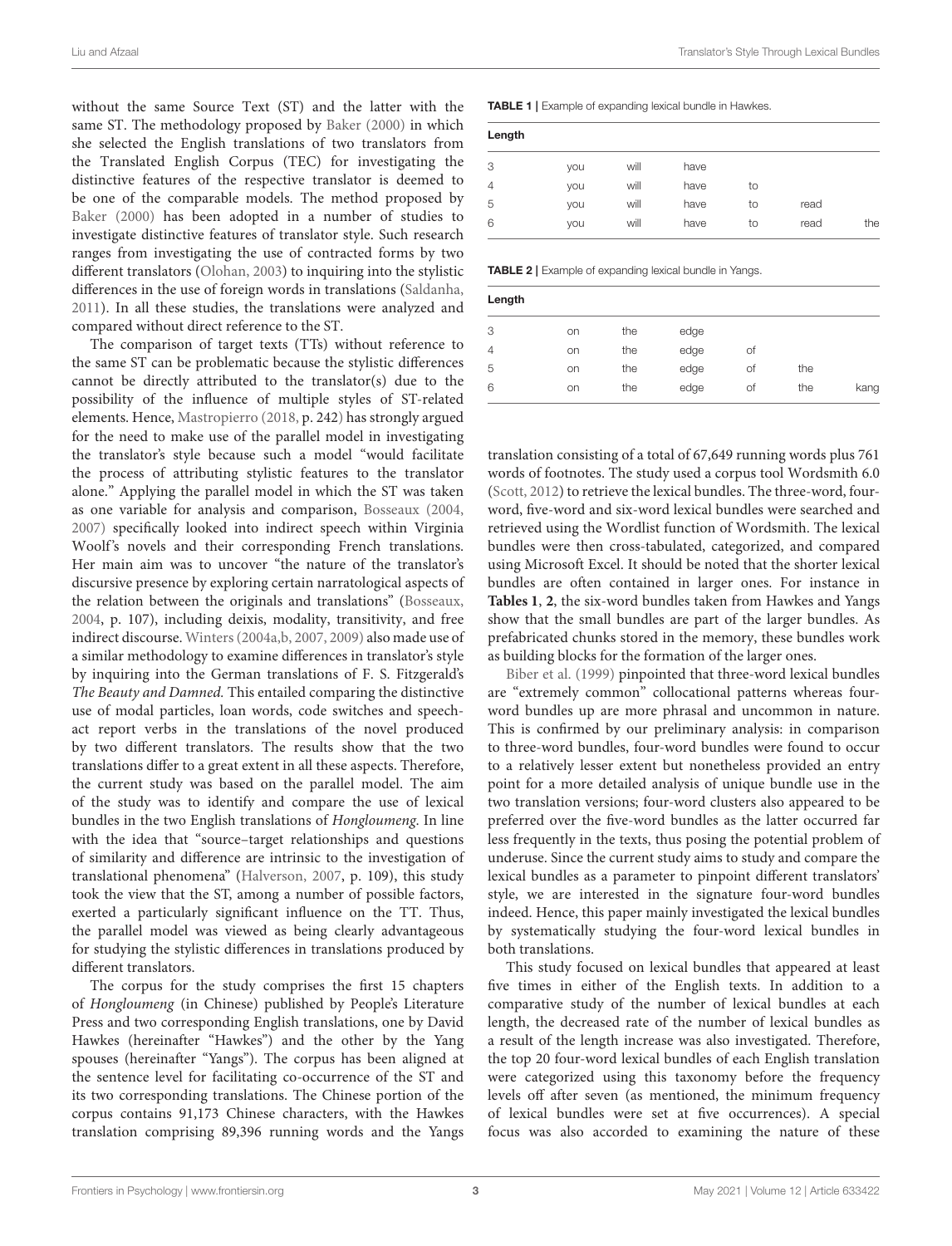without the same Source Text (ST) and the latter with the same ST. The methodology proposed by Baker (2000) in which she selected the English translations of two translators from the Translated English Corpus (TEC) for investigating the distinctive features of the respective translator is deemed to be one of the comparable models. The method proposed by Baker (2000) has been adopted in a number of studies to investigate distinctive features of translator style. Such research ranges from investigating the use of contracted forms by two different translators (Olohan, 2003) to inquiring into the stylistic differences in the use of foreign words in translations (Saldanha, 2011). In all these studies, the translations were analyzed and compared without direct reference to the ST.

The comparison of target texts (TTs) without reference to the same ST can be problematic because the stylistic differences cannot be directly attributed to the translator(s) due to the possibility of the influence of multiple styles of ST-related elements. Hence, Mastropierro (2018, p. 242) has strongly argued for the need to make use of the parallel model in investigating the translator's style because such a model "would facilitate the process of attributing stylistic features to the translator alone." Applying the parallel model in which the ST was taken as one variable for analysis and comparison, Bosseaux (2004, 2007) specifically looked into indirect speech within Virginia Woolf's novels and their corresponding French translations. Her main aim was to uncover "the nature of the translator's discursive presence by exploring certain narratological aspects of the relation between the originals and translations" (Bosseaux, 2004, p. 107), including deixis, modality, transitivity, and free indirect discourse. Winters (2004a,b, 2007, 2009) also made use of a similar methodology to examine differences in translator's style by inquiring into the German translations of F. S. Fitzgerald's *The Beauty and Damned*. This entailed comparing the distinctive use of modal particles, loan words, code switches and speech-act reporter verbs in the translations of the novel produced by two different translators. The results show that the two translations differ to a great extent in all these aspects. Therefore, the current study was based on the parallel model. The aim of the study was to identify and compare the use of lexical bundles in the two English translations of *Hongloumeng*. In line with the idea that "source–target relationships and questions of similarity and difference are intrinsic to the investigation of translational phenomena" (Halverson, 2007, p. 109), this study took the view that the ST, among a number of possible factors, exerted a particularly significant influence on the TT. Thus, the parallel model was viewed as being clearly advantageous for studying the stylistic differences in translations produced by different translators.

The corpus for the study comprises the first 15 chapters of *Hongloumeng* (in Chinese) published by People's Literature Press and two corresponding English translations, one by David Hawkes (hereinafter "Hawkes") and the other by the Yang spouses (hereinafter "Yangs"). The corpus has been aligned at the sentence level for facilitating co-occurrence of the ST and its two corresponding translations. The Chinese portion of the corpus contains 91,173 Chinese characters, with the Hawkes translation comprising 89,396 running words and the Yangs translation consisting of a total of 67,649 running words plus 761 words of footnotes. The study used a corpus tool Wordsmith 6.0 (Scott, 2012) to retrieve the lexical bundles. The three-word, four-word, five-word and six-word lexical bundles were searched and retrieved using the Wordlist function of Wordsmith. The lexical bundles were then cross-tabulated, categorized, and compared using Microsoft Excel. It should be noted that the shorter lexical bundles are often contained in larger ones. For instance in **Tables 1**, **2**, the six-word bundles taken from Hawkes and Yangs show that the small bundles are part of the larger bundles. As prefabricated chunks stored in the memory, these bundles work as building blocks for the formation of the larger ones.

**TABLE 1** | Example of expanding lexical bundle in Hawkes.

| Length | | | | | | |
|---|---|---|---|---|---|---|
| 3 | you | will | have | | | |
| 4 | you | will | have | to | | |
| 5 | you | will | have | to | read | |
| 6 | you | will | have | to | read | the |

**TABLE 2** | Example of expanding lexical bundle in Yangs.

| Length | | | | | | |
|---|---|---|---|---|---|---|
| 3 | on | the | edge | | | |
| 4 | on | the | edge | of | | |
| 5 | on | the | edge | of | the | |
| 6 | on | the | edge | of | the | kang |

Biber et al. (1999) pinpointed that three-word lexical bundles are "extremely common" collocational patterns whereas four-word bundles up are more phrasal and uncommon in nature. This is confirmed by our preliminary analysis: in comparison to three-word bundles, four-word bundles were found to occur to a relatively lesser extent but nonetheless provided an entry point for a more detailed analysis of unique bundle use in the two translation versions; four-word clusters also appeared to be preferred over the five-word bundles as the latter occurred far less frequently in the texts, thus posing the potential problem of underuse. Since the current study aims to study and compare the lexical bundles as a parameter to pinpoint different translators' style, we are interested in the signature four-word bundles indeed. Hence, this paper mainly investigated the lexical bundles by systematically studying the four-word lexical bundles in both translations.

This study focused on lexical bundles that appeared at least five times in either of the English texts. In addition to a comparative study of the number of lexical bundles at each length, the decreased rate of the number of lexical bundles as a result of the length increase was also investigated. Therefore, the top 20 four-word lexical bundles of each English translation were categorized using this taxonomy before the frequency levels off after seven (as mentioned, the minimum frequency of lexical bundles were set at five occurrences). A special focus was also accorded to examining the nature of these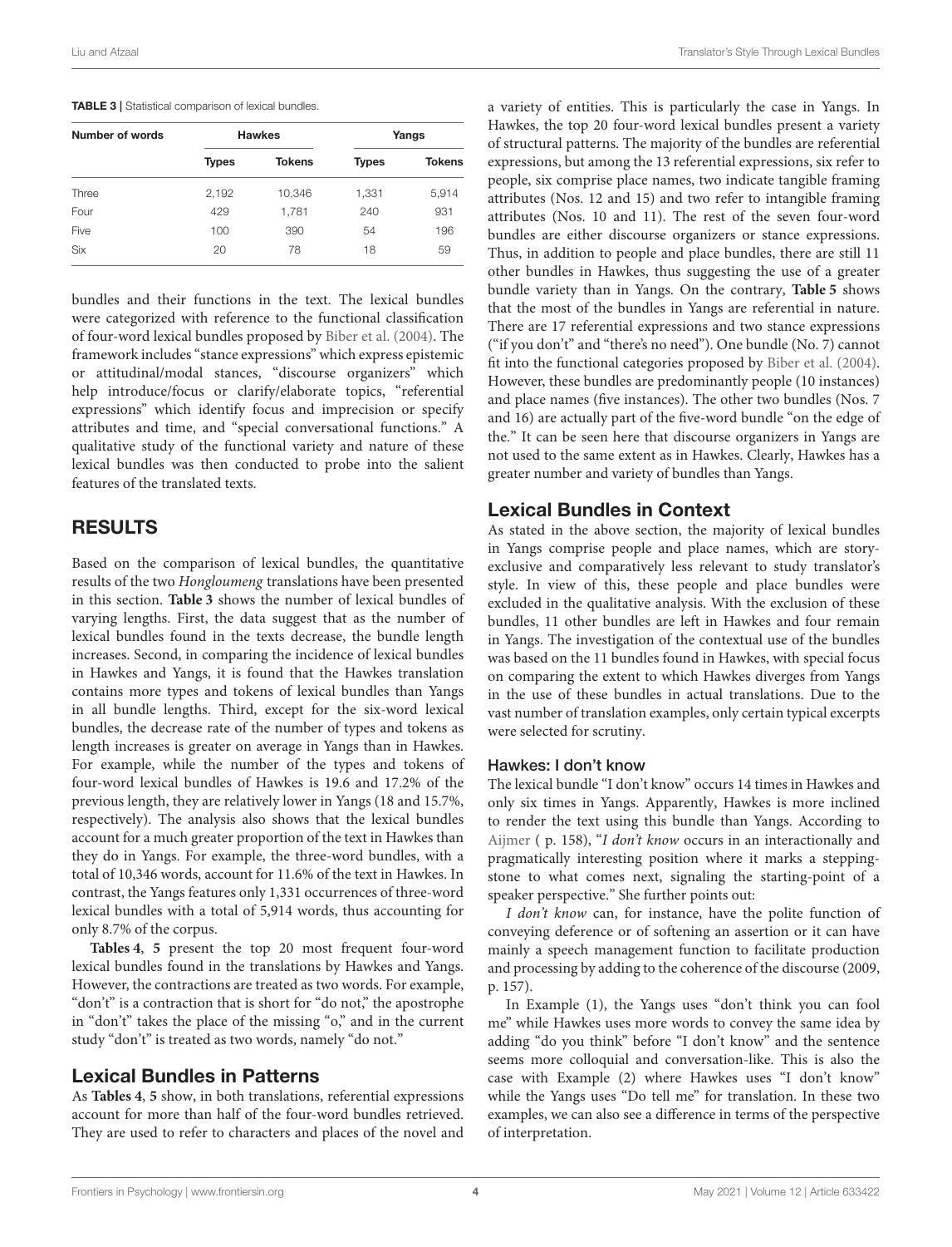**TABLE 3 |** Statistical comparison of lexical bundles.

| Number of words | Hawkes | | Yangs | |
|---|---|---|---|---|
| | **Types** | **Tokens** | **Types** | **Tokens** |
| Three | 2,192 | 10,346 | 1,331 | 5,914 |
| Four | 429 | 1,781 | 240 | 931 |
| Five | 100 | 390 | 54 | 196 |
| Six | 20 | 78 | 18 | 59 |

bundles and their functions in the text. The lexical bundles were categorized with reference to the functional classification of four-word lexical bundles proposed by Biber et al. (2004). The framework includes "stance expressions" which express epistemic or attitudinal/modal stances, "discourse organizers" which help introduce/focus or clarify/elaborate topics, "referential expressions" which identify focus and imprecision or specify attributes and time, and "special conversational functions." A qualitative study of the functional variety and nature of these lexical bundles was then conducted to probe into the salient features of the translated texts.

## RESULTS

Based on the comparison of lexical bundles, the quantitative results of the two *Honglou­meng* translations have been presented in this section. **Table 3** shows the number of lexical bundles of varying lengths. First, the data suggest that as the number of lexical bundles found in the texts decrease, the bundle length increases. Second, in comparing the incidence of lexical bundles in Hawkes and Yangs, it is found that the Hawkes translation contains more types and tokens of lexical bundles than Yangs in all bundle lengths. Third, except for the six-word lexical bundles, the decrease rate of the number of types and tokens as length increases is greater on average in Yangs than in Hawkes. For example, while the number of the types and tokens of four-word lexical bundles of Hawkes is 19.6 and 17.2% of the previous length, they are relatively lower in Yangs (18 and 15.7%, respectively). The analysis also shows that the lexical bundles account for a much greater proportion of the text in Hawkes than they do in Yangs. For example, the three-word bundles, with a total of 10,346 words, account for 11.6% of the text in Hawkes. In contrast, the Yangs features only 1,331 occurrences of three-word lexical bundles with a total of 5,914 words, thus accounting for only 8.7% of the corpus.

**Tables 4**, **5** present the top 20 most frequent four-word lexical bundles found in the translations by Hawkes and Yangs. However, the contractions are treated as two words. For example, "don't" is a contraction that is short for "do not," the apostrophe in "don't" takes the place of the missing "o," and in the current study "don't" is treated as two words, namely "do not."

## Lexical Bundles in Patterns

As **Tables 4**, **5** show, in both translations, referential expressions account for more than half of the four-word bundles retrieved. They are used to refer to characters and places of the novel and a variety of entities. This is particularly the case in Yangs. In Hawkes, the top 20 four-word lexical bundles present a variety of structural patterns. The majority of the bundles are referential expressions, but among the 13 referential expressions, six refer to people, six comprise place names, two indicate tangible framing attributes (Nos. 12 and 15) and two refer to intangible framing attributes (Nos. 10 and 11). The rest of the seven four-word bundles are either discourse organizers or stance expressions. Thus, in addition to people and place bundles, there are still 11 other bundles in Hawkes, thus suggesting the use of a greater bundle variety than in Yangs. On the contrary, **Table 5** shows that the most of the bundles in Yangs are referential in nature. There are 17 referential expressions and two stance expressions ("if you don't" and "there's no need"). One bundle (No. 7) cannot fit into the functional categories proposed by Biber et al. (2004). However, these bundles are predominantly people (10 instances) and place names (five instances). The other two bundles (Nos. 7 and 16) are actually part of the five-word bundle "on the edge of the." It can be seen here that discourse organizers in Yangs are not used to the same extent as in Hawkes. Clearly, Hawkes has a greater number and variety of bundles than Yangs.

## Lexical Bundles in Context

As stated in the above section, the majority of lexical bundles in Yangs comprise people and place names, which are story-exclusive and comparatively less relevant to study translator's style. In view of this, these people and place bundles were excluded in the qualitative analysis. With the exclusion of these bundles, 11 other bundles are left in Hawkes and four remain in Yangs. The investigation of the contextual use of the bundles was based on the 11 bundles found in Hawkes, with special focus on comparing the extent to which Hawkes diverges from Yangs in the use of these bundles in actual translations. Due to the vast number of translation examples, only certain typical excerpts were selected for scrutiny.

### Hawkes: I don't know

The lexical bundle "I don't know" occurs 14 times in Hawkes and only six times in Yangs. Apparently, Hawkes is more inclined to render the text using this bundle than Yangs. According to Aijmer ( p. 158), "*I don't know* occurs in an interactionally and pragmatically interesting position where it marks a stepping-stone to what comes next, signaling the starting-point of a speaker perspective." She further points out:

*I don't know* can, for instance, have the polite function of conveying deference or of softening an assertion or it can have mainly a speech management function to facilitate production and processing by adding to the coherence of the discourse (2009, p. 157).

In Example (1), the Yangs uses "don't think you can fool me" while Hawkes uses more words to convey the same idea by adding "do you think" before "I don't know" and the sentence seems more colloquial and conversation-like. This is also the case with Example (2) where Hawkes uses "I don't know" while the Yangs uses "Do tell me" for translation. In these two examples, we can also see a difference in terms of the perspective of interpretation.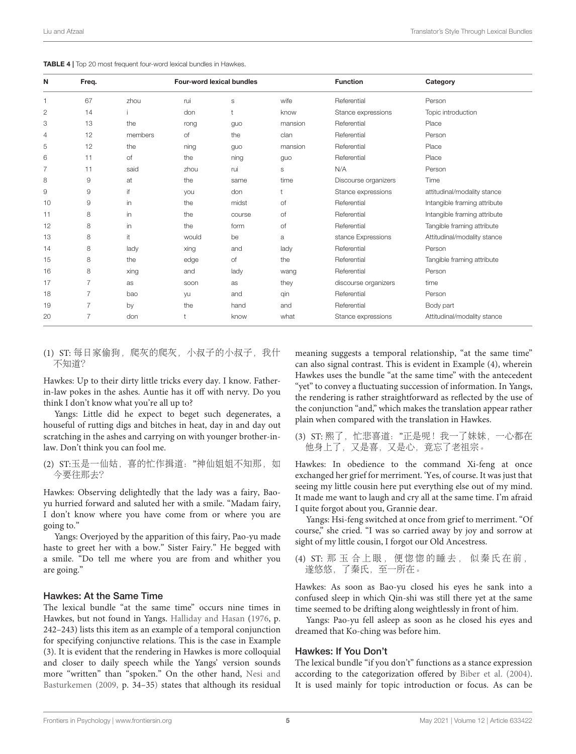**TABLE 4 |** Top 20 most frequent four-word lexical bundles in Hawkes.

| N | Freq. | Four-word lexical bundles | | | | Function | Category |
|---|---|---|---|---|---|---|---|
| 1 | 67 | zhou | rui | s | wife | Referential | Person |
| 2 | 14 | i | don | t | know | Stance expressions | Topic introduction |
| 3 | 13 | the | rong | guo | mansion | Referential | Place |
| 4 | 12 | members | of | the | clan | Referential | Person |
| 5 | 12 | the | ning | guo | mansion | Referential | Place |
| 6 | 11 | of | the | ning | guo | Referential | Place |
| 7 | 11 | said | zhou | rui | s | N/A | Person |
| 8 | 9 | at | the | same | time | Discourse organizers | Time |
| 9 | 9 | if | you | don | t | Stance expressions | attitudinal/modality stance |
| 10 | 9 | in | the | midst | of | Referential | Intangible framing attribute |
| 11 | 8 | in | the | course | of | Referential | Intangible framing attribute |
| 12 | 8 | in | the | form | of | Referential | Tangible framing attribute |
| 13 | 8 | it | would | be | a | stance Expressions | Attitudinal/modality stance |
| 14 | 8 | lady | xing | and | lady | Referential | Person |
| 15 | 8 | the | edge | of | the | Referential | Tangible framing attribute |
| 16 | 8 | xing | and | lady | wang | Referential | Person |
| 17 | 7 | as | soon | as | they | discourse organizers | time |
| 18 | 7 | bao | yu | and | qin | Referential | Person |
| 19 | 7 | by | the | hand | and | Referential | Body part |
| 20 | 7 | don | t | know | what | Stance expressions | Attitudinal/modality stance |

(1) ST: 每日家偷狗，爬灰的爬灰，小叔子的小叔子，我什不知道?

Hawkes: Up to their dirty little tricks every day. I know. Father-in-law pokes in the ashes. Auntie has it off with nevry. Do you think I don't know what you're all up to?

Yangs: Little did he expect to beget such degenerates, a houseful of rutting digs and bitches in heat, day in and day out scratching in the ashes and carrying on with younger brother-in-law. Don't think you can fool me.

(2) ST:玉是一仙姑，喜的忙作揖道："神仙姐姐不知那，如今要往那去?

Hawkes: Observing delightedly that the lady was a fairy, Bao-yu hurried forward and saluted her with a smile. "Madam fairy, I don't know where you have come from or where you are going to."

Yangs: Overjoyed by the apparition of this fairy, Pao-yu made haste to greet her with a bow." Sister Fairy." He begged with a smile. "Do tell me where you are from and whither you are going."

### Hawkes: At the Same Time

The lexical bundle "at the same time" occurs nine times in Hawkes, but not found in Yangs. Halliday and Hasan (1976, p. 242–243) lists this item as an example of a temporal conjunction for specifying conjunctive relations. This is the case in Example (3). It is evident that the rendering in Hawkes is more colloquial and closer to daily speech while the Yangs' version sounds more "written" than "spoken." On the other hand, Nesi and Basturkemen (2009, p. 34–35) states that although its residual meaning suggests a temporal relationship, "at the same time" can also signal contrast. This is evident in Example (4), wherein Hawkes uses the bundle "at the same time" with the antecedent "yet" to convey a fluctuating succession of information. In Yangs, the rendering is rather straightforward as reflected by the use of the conjunction "and," which makes the translation appear rather plain when compared with the translation in Hawkes.

(3) ST: 熙了，忙悲喜道："正是呢！我一了妹妹，一心都在他身上了，又是喜，又是心，竟忘了老祖宗。

Hawkes: In obedience to the command Xi-feng at once exchanged her grief for merriment. 'Yes, of course. It was just that seeing my little cousin here put everything else out of my mind. It made me want to laugh and cry all at the same time. I'm afraid I quite forgot about you, Grannie dear.

Yangs: Hsi-feng switched at once from grief to merriment. "Of course," she cried. "I was so carried away by joy and sorrow at sight of my little cousin, I forgot our Old Ancestress.

(4) ST: 那玉合上眼，便惚惚的睡去，似秦氏在前，遂悠悠，了秦氏，至一所在。

Hawkes: As soon as Bao-yu closed his eyes he sank into a confused sleep in which Qin-shi was still there yet at the same time seemed to be drifting along weightlessly in front of him.

Yangs: Pao-yu fell asleep as soon as he closed his eyes and dreamed that Ko-ching was before him.

### Hawkes: If You Don't

The lexical bundle "if you don't" functions as a stance expression according to the categorization offered by Biber et al. (2004). It is used mainly for topic introduction or focus. As can be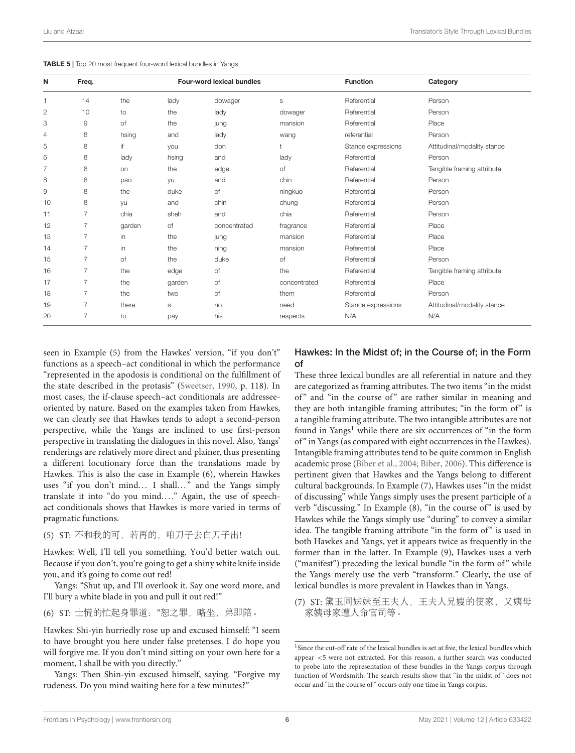**TABLE 5 |** Top 20 most frequent four-word lexical bundles in Yangs.

| N | Freq. | Four-word lexical bundles | | | | Function | Category |
|---|---|---|---|---|---|---|---|
| 1 | 14 | the | lady | dowager | s | Referential | Person |
| 2 | 10 | to | the | lady | dowager | Referential | Person |
| 3 | 9 | of | the | jung | mansion | Referential | Place |
| 4 | 8 | hsing | and | lady | wang | referential | Person |
| 5 | 8 | if | you | don | t | Stance expressions | Attitudinal/modality stance |
| 6 | 8 | lady | hsing | and | lady | Referential | Person |
| 7 | 8 | on | the | edge | of | Referential | Tangible framing attribute |
| 8 | 8 | pao | yu | and | chin | Referential | Person |
| 9 | 8 | the | duke | of | ningkuo | Referential | Person |
| 10 | 8 | yu | and | chin | chung | Referential | Person |
| 11 | 7 | chia | sheh | and | chia | Referential | Person |
| 12 | 7 | garden | of | concentrated | fragrance | Referential | Place |
| 13 | 7 | in | the | jung | mansion | Referential | Place |
| 14 | 7 | in | the | ning | mansion | Referential | Place |
| 15 | 7 | of | the | duke | of | Referential | Person |
| 16 | 7 | the | edge | of | the | Referential | Tangible framing attribute |
| 17 | 7 | the | garden | of | concentrated | Referential | Place |
| 18 | 7 | the | two | of | them | Referential | Person |
| 19 | 7 | there | s | no | need | Stance expressions | Attitudinal/modality stance |
| 20 | 7 | to | pay | his | respects | N/A | N/A |

seen in Example (5) from the Hawkes' version, "if you don't" functions as a speech–act conditional in which the performance "represented in the apodosis is conditional on the fulfillment of the state described in the protasis" (Sweetser, 1990, p. 118). In most cases, the if-clause speech–act conditionals are addressee-oriented by nature. Based on the examples taken from Hawkes, we can clearly see that Hawkes tends to adopt a second-person perspective, while the Yangs are inclined to use first-person perspective in translating the dialogues in this novel. Also, Yangs' renderings are relatively more direct and plainer, thus presenting a different locutionary force than the translations made by Hawkes. This is also the case in Example (6), wherein Hawkes uses "if you don't mind… I shall…" and the Yangs simply translate it into "do you mind…." Again, the use of speech-act conditionals shows that Hawkes is more varied in terms of pragmatic functions.

(5) ST: 不和我的可，若再的，咱刀子去白刀子出!

Hawkes: Well, I'll tell you something. You'd better watch out. Because if you don't, you're going to get a shiny white knife inside you, and it's going to come out red!

Yangs: "Shut up, and I'll overlook it. Say one word more, and I'll bury a white blade in you and pull it out red!"

(6) ST: 士慌的忙起身罪道："恕之罪，略坐，弟即陪。

Hawkes: Shi-yin hurriedly rose up and excused himself: "I seem to have brought you here under false pretenses. I do hope you will forgive me. If you don't mind sitting on your own here for a moment, I shall be with you directly."

Yangs: Then Shin-yin excused himself, saying. "Forgive my rudeness. Do you mind waiting here for a few minutes?"

### Hawkes: In the Midst of; in the Course of; in the Form of

These three lexical bundles are all referential in nature and they are categorized as framing attributes. The two items "in the midst of" and "in the course of" are rather similar in meaning and they are both intangible framing attributes; "in the form of" is a tangible framing attribute. The two intangible attributes are not found in Yangs[1] while there are six occurrences of "in the form of" in Yangs (as compared with eight occurrences in the Hawkes). Intangible framing attributes tend to be quite common in English academic prose (Biber et al., 2004; Biber, 2006). This difference is pertinent given that Hawkes and the Yangs belong to different cultural backgrounds. In Example (7), Hawkes uses "in the midst of discussing" while Yangs simply uses the present participle of a verb "discussing." In Example (8), "in the course of" is used by Hawkes while the Yangs simply use "during" to convey a similar idea. The tangible framing attribute "in the form of" is used in both Hawkes and Yangs, yet it appears twice as frequently in the former than in the latter. In Example (9), Hawkes uses a verb ("manifest") preceding the lexical bundle "in the form of" while the Yangs merely use the verb "transform." Clearly, the use of lexical bundles is more prevalent in Hawkes than in Yangs.

(7) ST: 黛玉同姊妹至王夫人，王夫人兄嫂的使家，又姨母家姨母家遭人命官司等。

[1] Since the cut-off rate of the lexical bundles is set at five, the lexical bundles which appear <5 were not extracted. For this reason, a further search was conducted to probe into the representation of these bundles in the Yangs corpus through function of Wordsmith. The search results show that "in the midst of" does not occur and "in the course of" occurs only one time in Yangs corpus.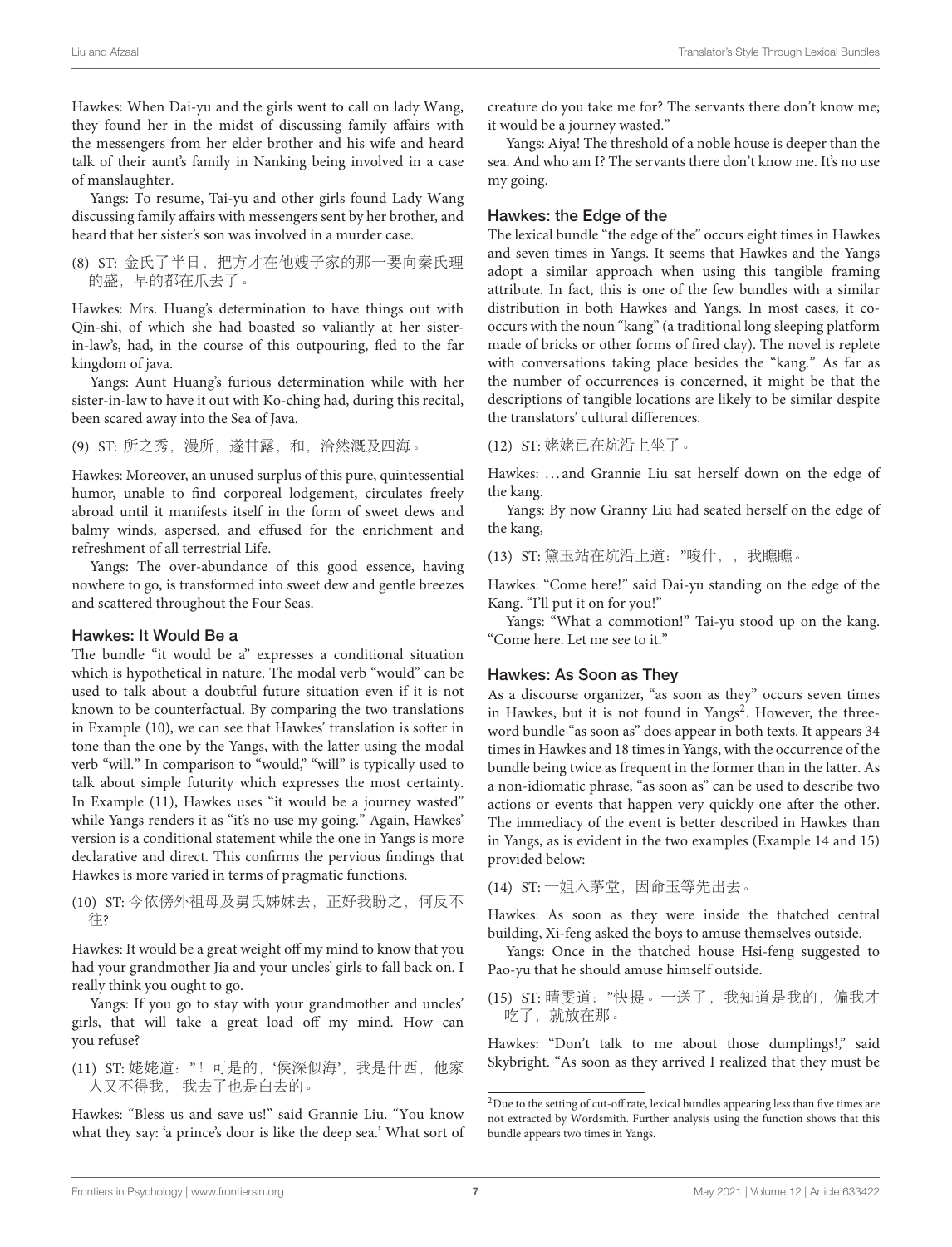Hawkes: When Dai-yu and the girls went to call on lady Wang, they found her in the midst of discussing family affairs with the messengers from her elder brother and his wife and heard talk of their aunt's family in Nanking being involved in a case of manslaughter.

Yangs: To resume, Tai-yu and other girls found Lady Wang discussing family affairs with messengers sent by her brother, and heard that her sister's son was involved in a murder case.

(8) ST: 金氏了半日，把方才在他嫂子家的那一要向秦氏理的盛，早的都在爪去了。

Hawkes: Mrs. Huang's determination to have things out with Qin-shi, of which she had boasted so valiantly at her sister-in-law's, had, in the course of this outpouring, fled to the far kingdom of java.

Yangs: Aunt Huang's furious determination while with her sister-in-law to have it out with Ko-ching had, during this recital, been scared away into the Sea of Java.

(9) ST: 所之秀，漫所，遂甘露，和，洽然溉及四海。

Hawkes: Moreover, an unused surplus of this pure, quintessential humor, unable to find corporeal lodgement, circulates freely abroad until it manifests itself in the form of sweet dews and balmy winds, aspersed, and effused for the enrichment and refreshment of all terrestrial Life.

Yangs: The over-abundance of this good essence, having nowhere to go, is transformed into sweet dew and gentle breezes and scattered throughout the Four Seas.

### Hawkes: It Would Be a

The bundle "it would be a" expresses a conditional situation which is hypothetical in nature. The modal verb "would" can be used to talk about a doubtful future situation even if it is not known to be counterfactual. By comparing the two translations in Example (10), we can see that Hawkes' translation is softer in tone than the one by the Yangs, with the latter using the modal verb "will." In comparison to "would," "will" is typically used to talk about simple futurity which expresses the most certainty. In Example (11), Hawkes uses "it would be a journey wasted" while Yangs renders it as "it's no use my going." Again, Hawkes' version is a conditional statement while the one in Yangs is more declarative and direct. This confirms the pervious findings that Hawkes is more varied in terms of pragmatic functions.

(10) ST: 今依傍外祖母及舅氏姊妹去，正好我盼之，何反不往?

Hawkes: It would be a great weight off my mind to know that you had your grandmother Jia and your uncles' girls to fall back on. I really think you ought to go.

Yangs: If you go to stay with your grandmother and uncles' girls, that will take a great load off my mind. How can you refuse?

(11) ST: 姥姥道："！可是的，'侯深似海'，我是什西，他家人又不得我， 我去了也是白去的。

Hawkes: "Bless us and save us!" said Grannie Liu. "You know what they say: 'a prince's door is like the deep sea.' What sort of creature do you take me for? The servants there don't know me; it would be a journey wasted."

Yangs: Aiya! The threshold of a noble house is deeper than the sea. And who am I? The servants there don't know me. It's no use my going.

### Hawkes: the Edge of the

The lexical bundle "the edge of the" occurs eight times in Hawkes and seven times in Yangs. It seems that Hawkes and the Yangs adopt a similar approach when using this tangible framing attribute. In fact, this is one of the few bundles with a similar distribution in both Hawkes and Yangs. In most cases, it co-occurs with the noun "kang" (a traditional long sleeping platform made of bricks or other forms of fired clay). The novel is replete with conversations taking place besides the "kang." As far as the number of occurrences is concerned, it might be that the descriptions of tangible locations are likely to be similar despite the translators' cultural differences.

(12) ST: 姥姥已在炕沿上坐了。

Hawkes: …and Grannie Liu sat herself down on the edge of the kang.

Yangs: By now Granny Liu had seated herself on the edge of the kang,

(13) ST: 黛玉站在炕沿上道："唆什，，我瞧瞧。

Hawkes: "Come here!" said Dai-yu standing on the edge of the Kang. "I'll put it on for you!"

Yangs: "What a commotion!" Tai-yu stood up on the kang. "Come here. Let me see to it."

### Hawkes: As Soon as They

As a discourse organizer, "as soon as they" occurs seven times in Hawkes, but it is not found in Yangs[2]. However, the three-word bundle "as soon as" does appear in both texts. It appears 34 times in Hawkes and 18 times in Yangs, with the occurrence of the bundle being twice as frequent in the former than in the latter. As a non-idiomatic phrase, "as soon as" can be used to describe two actions or events that happen very quickly one after the other. The immediacy of the event is better described in Hawkes than in Yangs, as is evident in the two examples (Example 14 and 15) provided below:

(14) ST: 一姐入茅堂，因命玉等先出去。

Hawkes: As soon as they were inside the thatched central building, Xi-feng asked the boys to amuse themselves outside.

Yangs: Once in the thatched house Hsi-feng suggested to Pao-yu that he should amuse himself outside.

(15) ST: 晴雯道："快提。一送了，我知道是我的，偏我才吃了，就放在那。

Hawkes: "Don't talk to me about those dumplings!," said Skybright. "As soon as they arrived I realized that they must be

[2]Due to the setting of cut-off rate, lexical bundles appearing less than five times are not extracted by Wordsmith. Further analysis using the function shows that this bundle appears two times in Yangs.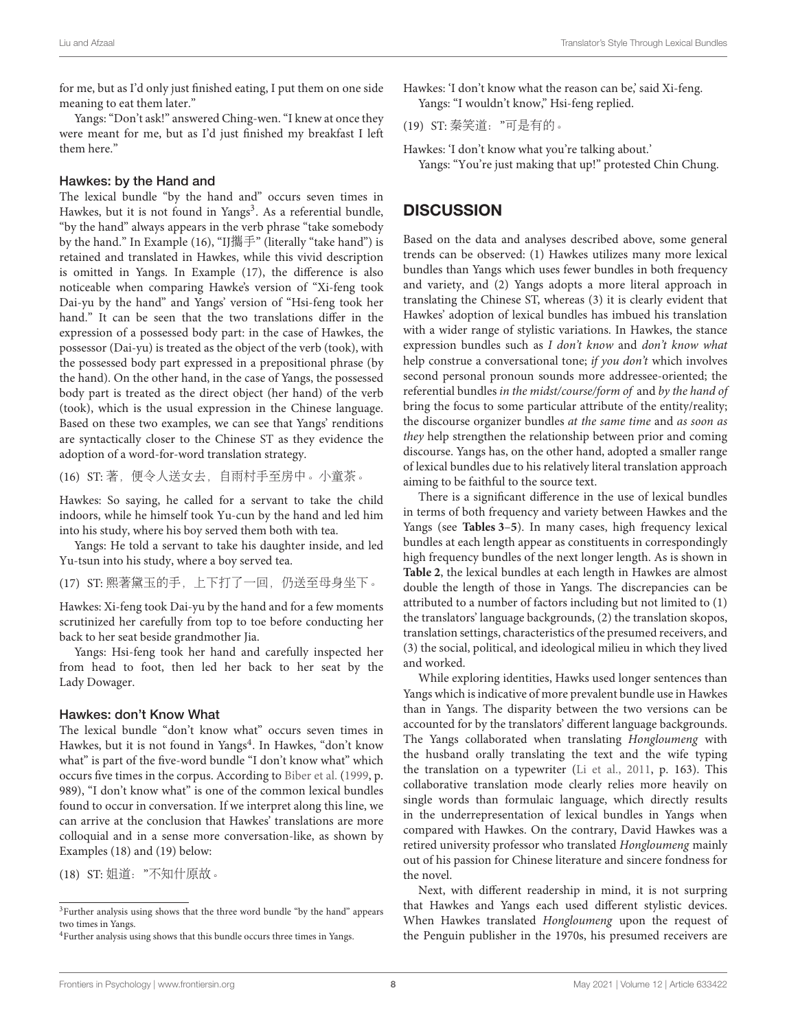for me, but as I'd only just finished eating, I put them on one side meaning to eat them later."

Yangs: "Don't ask!" answered Ching-wen. "I knew at once they were meant for me, but as I'd just finished my breakfast I left them here."

### Hawkes: by the Hand and

The lexical bundle "by the hand and" occurs seven times in Hawkes, but it is not found in Yangs[3]. As a referential bundle, "by the hand" always appears in the verb phrase "take somebody by the hand." In Example (16), "IJ攜手" (literally "take hand") is retained and translated in Hawkes, while this vivid description is omitted in Yangs. In Example (17), the difference is also noticeable when comparing Hawke's version of "Xi-feng took Dai-yu by the hand" and Yangs' version of "Hsi-feng took her hand." It can be seen that the two translations differ in the expression of a possessed body part: in the case of Hawkes, the possessor (Dai-yu) is treated as the object of the verb (took), with the possessed body part expressed in a prepositional phrase (by the hand). On the other hand, in the case of Yangs, the possessed body part is treated as the direct object (her hand) of the verb (took), which is the usual expression in the Chinese language. Based on these two examples, we can see that Yangs' renditions are syntactically closer to the Chinese ST as they evidence the adoption of a word-for-word translation strategy.

(16) ST: 著，便令人送女去，自雨村手至房中。小童茶。

Hawkes: So saying, he called for a servant to take the child indoors, while he himself took Yu-cun by the hand and led him into his study, where his boy served them both with tea.

Yangs: He told a servant to take his daughter inside, and led Yu-tsun into his study, where a boy served tea.

(17) ST: 熙著黛玉的手，上下打了一回，仍送至母身坐下。

Hawkes: Xi-feng took Dai-yu by the hand and for a few moments scrutinized her carefully from top to toe before conducting her back to her seat beside grandmother Jia.

Yangs: Hsi-feng took her hand and carefully inspected her from head to foot, then led her back to her seat by the Lady Dowager.

### Hawkes: don't Know What

The lexical bundle "don't know what" occurs seven times in Hawkes, but it is not found in Yangs[4]. In Hawkes, "don't know what" is part of the five-word bundle "I don't know what" which occurs five times in the corpus. According to Biber et al. (1999, p. 989), "I don't know what" is one of the common lexical bundles found to occur in conversation. If we interpret along this line, we can arrive at the conclusion that Hawkes' translations are more colloquial and in a sense more conversation-like, as shown by Examples (18) and (19) below:

(18) ST: 姐道："不知什原故。

Hawkes: 'I don't know what the reason can be,' said Xi-feng.

Yangs: "I wouldn't know," Hsi-feng replied.

(19) ST: 秦笑道："可是有的。

Hawkes: 'I don't know what you're talking about.'

Yangs: "You're just making that up!" protested Chin Chung.

## DISCUSSION

Based on the data and analyses described above, some general trends can be observed: (1) Hawkes utilizes many more lexical bundles than Yangs which uses fewer bundles in both frequency and variety, and (2) Yangs adopts a more literal approach in translating the Chinese ST, whereas (3) it is clearly evident that Hawkes' adoption of lexical bundles has imbued his translation with a wider range of stylistic variations. In Hawkes, the stance expression bundles such as *I don't know* and *don't know what* help construe a conversational tone; *if you don't* which involves second personal pronoun sounds more addressee-oriented; the referential bundles *in the midst/course/form of* and *by the hand of* bring the focus to some particular attribute of the entity/reality; the discourse organizer bundles *at the same time* and *as soon as they* help strengthen the relationship between prior and coming discourse. Yangs has, on the other hand, adopted a smaller range of lexical bundles due to his relatively literal translation approach aiming to be faithful to the source text.

There is a significant difference in the use of lexical bundles in terms of both frequency and variety between Hawkes and the Yangs (see **Tables 3–5**). In many cases, high frequency lexical bundles at each length appear as constituents in correspondingly high frequency bundles of the next longer length. As is shown in **Table 2**, the lexical bundles at each length in Hawkes are almost double the length of those in Yangs. The discrepancies can be attributed to a number of factors including but not limited to (1) the translators' language backgrounds, (2) the translation skopos, translation settings, characteristics of the presumed receivers, and (3) the social, political, and ideological milieu in which they lived and worked.

While exploring identities, Hawks used longer sentences than Yangs which is indicative of more prevalent bundle use in Hawkes than in Yangs. The disparity between the two versions can be accounted for by the translators' different language backgrounds. The Yangs collaborated when translating *Hongloumeng* with the husband orally translating the text and the wife typing the translation on a typewriter (Li et al., 2011, p. 163). This collaborative translation mode clearly relies more heavily on single words than formulaic language, which directly results in the underrepresentation of lexical bundles in Yangs when compared with Hawkes. On the contrary, David Hawkes was a retired university professor who translated *Hongloumeng* mainly out of his passion for Chinese literature and sincere fondness for the novel.

Next, with different readership in mind, it is not surpring that Hawkes and Yangs each used different stylistic devices. When Hawkes translated *Hongloumeng* upon the request of the Penguin publisher in the 1970s, his presumed receivers are

---

[3]Further analysis using shows that the three word bundle "by the hand" appears two times in Yangs.

[4]Further analysis using shows that this bundle occurs three times in Yangs.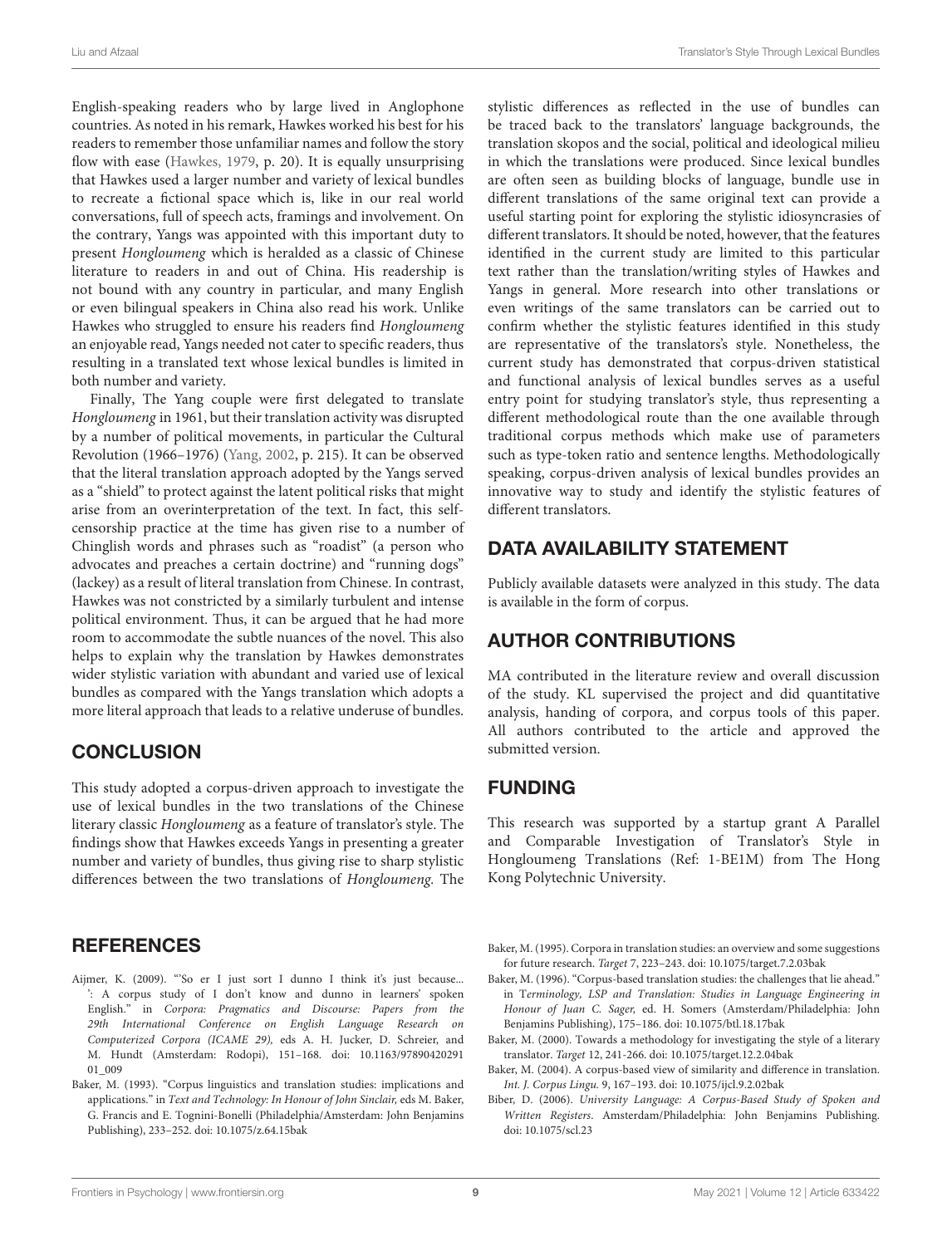English-speaking readers who by large lived in Anglophone countries. As noted in his remark, Hawkes worked his best for his readers to remember those unfamiliar names and follow the story flow with ease (Hawkes, 1979, p. 20). It is equally unsurprising that Hawkes used a larger number and variety of lexical bundles to recreate a fictional space which is, like in our real world conversations, full of speech acts, framings and involvement. On the contrary, Yangs was appointed with this important duty to present *Hongloumeng* which is heralded as a classic of Chinese literature to readers in and out of China. His readership is not bound with any country in particular, and many English or even bilingual speakers in China also read his work. Unlike Hawkes who struggled to ensure his readers find *Hongloumeng* an enjoyable read, Yangs needed not cater to specific readers, thus resulting in a translated text whose lexical bundles is limited in both number and variety.

Finally, The Yang couple were first delegated to translate *Hongloumeng* in 1961, but their translation activity was disrupted by a number of political movements, in particular the Cultural Revolution (1966–1976) (Yang, 2002, p. 215). It can be observed that the literal translation approach adopted by the Yangs served as a "shield" to protect against the latent political risks that might arise from an overinterpretation of the text. In fact, this self-censorship practice at the time has given rise to a number of Chinglish words and phrases such as "roadist" (a person who advocates and preaches a certain doctrine) and "running dogs" (lackey) as a result of literal translation from Chinese. In contrast, Hawkes was not constricted by a similarly turbulent and intense political environment. Thus, it can be argued that he had more room to accommodate the subtle nuances of the novel. This also helps to explain why the translation by Hawkes demonstrates wider stylistic variation with abundant and varied use of lexical bundles as compared with the Yangs translation which adopts a more literal approach that leads to a relative underuse of bundles.

## CONCLUSION

This study adopted a corpus-driven approach to investigate the use of lexical bundles in the two translations of the Chinese literary classic *Hongloumeng* as a feature of translator's style. The findings show that Hawkes exceeds Yangs in presenting a greater number and variety of bundles, thus giving rise to sharp stylistic differences between the two translations of *Hongloumeng.* The stylistic differences as reflected in the use of bundles can be traced back to the translators' language backgrounds, the translation skopos and the social, political and ideological milieu in which the translations were produced. Since lexical bundles are often seen as building blocks of language, bundle use in different translations of the same original text can provide a useful starting point for exploring the stylistic idiosyncrasies of different translators. It should be noted, however, that the features identified in the current study are limited to this particular text rather than the translation/writing styles of Hawkes and Yangs in general. More research into other translations or even writings of the same translators can be carried out to confirm whether the stylistic features identified in this study are representative of the translators's style. Nonetheless, the current study has demonstrated that corpus-driven statistical and functional analysis of lexical bundles serves as a useful entry point for studying translator's style, thus representing a different methodological route than the one available through traditional corpus methods which make use of parameters such as type-token ratio and sentence lengths. Methodologically speaking, corpus-driven analysis of lexical bundles provides an innovative way to study and identify the stylistic features of different translators.

## DATA AVAILABILITY STATEMENT

Publicly available datasets were analyzed in this study. The data is available in the form of corpus.

## AUTHOR CONTRIBUTIONS

MA contributed in the literature review and overall discussion of the study. KL supervised the project and did quantitative analysis, handing of corpora, and corpus tools of this paper. All authors contributed to the article and approved the submitted version.

## FUNDING

This research was supported by a startup grant A Parallel and Comparable Investigation of Translator's Style in Hongloumeng Translations (Ref: 1-BE1M) from The Hong Kong Polytechnic University.

## REFERENCES

Aijmer, K. (2009). "'So er I just sort I dunno I think it's just because... ': A corpus study of I don't know and dunno in learners' spoken English." in *Corpora: Pragmatics and Discourse: Papers from the 29th International Conference on English Language Research on Computerized Corpora (ICAME 29),* eds A. H. Jucker, D. Schreier, and M. Hundt (Amsterdam: Rodopi), 151–168. doi: 10.1163/9789042029101_009

Baker, M. (1993). "Corpus linguistics and translation studies: implications and applications." in *Text and Technology: In Honour of John Sinclair,* eds M. Baker, G. Francis and E. Tognini-Bonelli (Philadelphia/Amsterdam: John Benjamins Publishing), 233–252. doi: 10.1075/z.64.15bak

Baker, M. (1995). Corpora in translation studies: an overview and some suggestions for future research. *Target* 7, 223–243. doi: 10.1075/target.7.2.03bak

Baker, M. (1996). "Corpus-based translation studies: the challenges that lie ahead." in *Terminology, LSP and Translation: Studies in Language Engineering in Honour of Juan C. Sager,* ed. H. Somers (Amsterdam/Philadelphia: John Benjamins Publishing), 175–186. doi: 10.1075/btl.18.17bak

Baker, M. (2000). Towards a methodology for investigating the style of a literary translator. *Target* 12, 241-266. doi: 10.1075/target.12.2.04bak

Baker, M. (2004). A corpus-based view of similarity and difference in translation. *Int. J. Corpus Lingu.* 9, 167–193. doi: 10.1075/ijcl.9.2.02bak

Biber, D. (2006). *University Language: A Corpus-Based Study of Spoken and Written Registers*. Amsterdam/Philadelphia: John Benjamins Publishing. doi: 10.1075/scl.23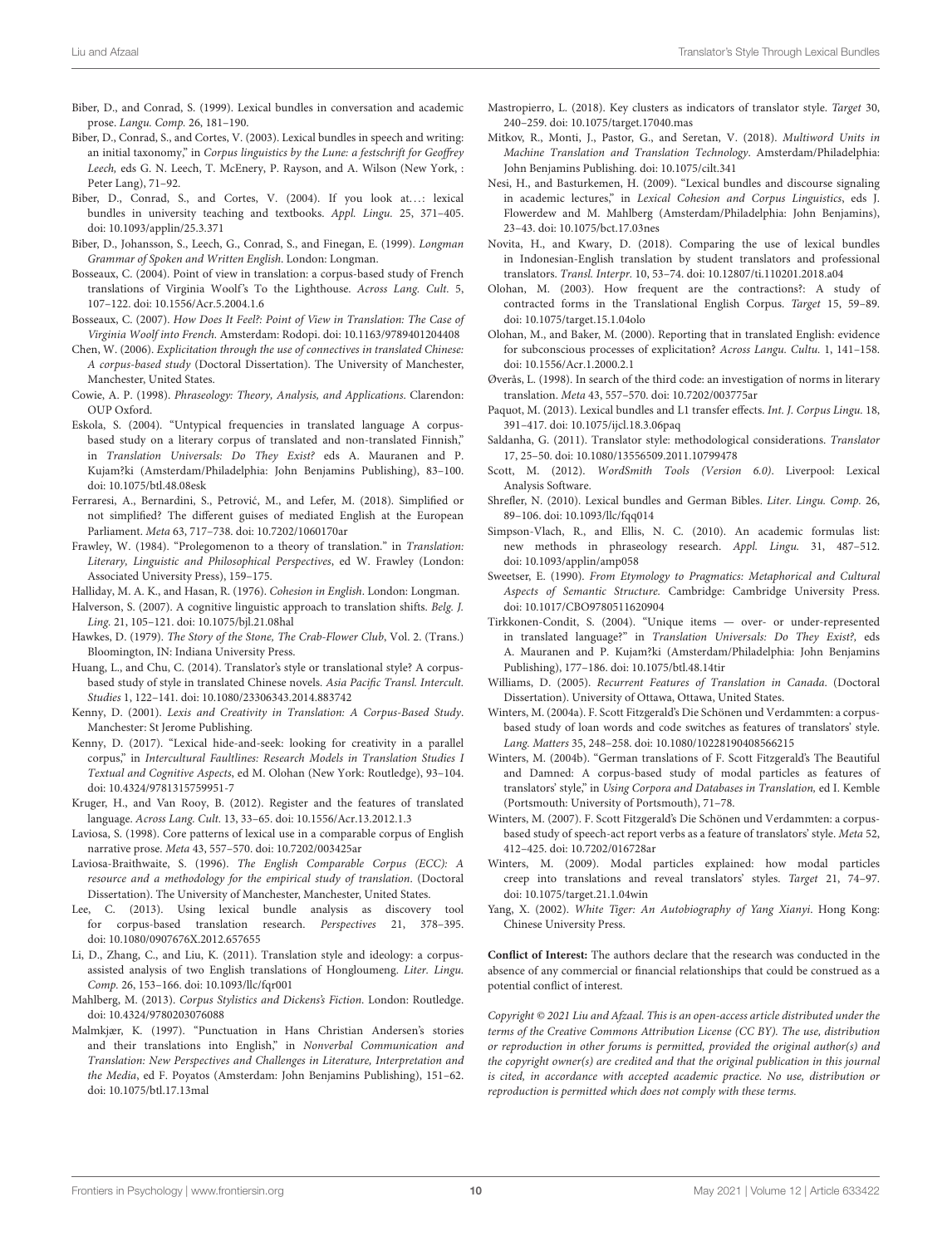Biber, D., and Conrad, S. (1999). Lexical bundles in conversation and academic prose. *Langu. Comp.* 26, 181–190.

Biber, D., Conrad, S., and Cortes, V. (2003). Lexical bundles in speech and writing: an initial taxonomy," in *Corpus linguistics by the Lune: a festschrift for Geoffrey Leech,* eds G. N. Leech, T. McEnery, P. Rayson, and A. Wilson (New York, : Peter Lang), 71–92.

Biber, D., Conrad, S., and Cortes, V. (2004). If you look at...: lexical bundles in university teaching and textbooks. *Appl. Lingu.* 25, 371–405. doi: 10.1093/applin/25.3.371

Biber, D., Johansson, S., Leech, G., Conrad, S., and Finegan, E. (1999). *Longman Grammar of Spoken and Written English*. London: Longman.

Bosseaux, C. (2004). Point of view in translation: a corpus-based study of French translations of Virginia Woolf's To the Lighthouse. *Across Lang. Cult.* 5, 107–122. doi: 10.1556/Acr.5.2004.1.6

Bosseaux, C. (2007). *How Does It Feel?: Point of View in Translation: The Case of Virginia Woolf into French*. Amsterdam: Rodopi. doi: 10.1163/9789401204408

Chen, W. (2006). *Explicitation through the use of connectives in translated Chinese: A corpus-based study* (Doctoral Dissertation). The University of Manchester, Manchester, United States.

Cowie, A. P. (1998). *Phraseology: Theory, Analysis, and Applications*. Clarendon: OUP Oxford.

Eskola, S. (2004). "Untypical frequencies in translated language A corpus-based study on a literary corpus of translated and non-translated Finnish," in *Translation Universals: Do They Exist?* eds A. Mauranen and P. Kujam?ki (Amsterdam/Philadelphia: John Benjamins Publishing), 83–100. doi: 10.1075/btl.48.08esk

Ferraresi, A., Bernardini, S., Petrović, M., and Lefer, M. (2018). Simplified or not simplified? The different guises of mediated English at the European Parliament. *Meta* 63, 717–738. doi: 10.7202/1060170ar

Frawley, W. (1984). "Prolegomenon to a theory of translation." in *Translation: Literary, Linguistic and Philosophical Perspectives*, ed W. Frawley (London: Associated University Press), 159–175.

Halliday, M. A. K., and Hasan, R. (1976). *Cohesion in English*. London: Longman.

Halverson, S. (2007). A cognitive linguistic approach to translation shifts. *Belg. J. Ling.* 21, 105–121. doi: 10.1075/bjl.21.08hal

Hawkes, D. (1979). *The Story of the Stone, The Crab-Flower Club*, Vol. 2. (Trans.) Bloomington, IN: Indiana University Press.

Huang, L., and Chu, C. (2014). Translator's style or translational style? A corpus-based study of style in translated Chinese novels. *Asia Pacific Transl. Intercult. Studies* 1, 122–141. doi: 10.1080/23306343.2014.883742

Kenny, D. (2001). *Lexis and Creativity in Translation: A Corpus-Based Study*. Manchester: St Jerome Publishing.

Kenny, D. (2017). "Lexical hide-and-seek: looking for creativity in a parallel corpus," in *Intercultural Faultlines: Research Models in Translation Studies I Textual and Cognitive Aspects*, ed M. Olohan (New York: Routledge), 93–104. doi: 10.4324/9781315759951-7

Kruger, H., and Van Rooy, B. (2012). Register and the features of translated language. *Across Lang. Cult.* 13, 33–65. doi: 10.1556/Acr.13.2012.1.3

Laviosa, S. (1998). Core patterns of lexical use in a comparable corpus of English narrative prose. *Meta* 43, 557–570. doi: 10.7202/003425ar

Laviosa-Braithwaite, S. (1996). *The English Comparable Corpus (ECC): A resource and a methodology for the empirical study of translation.* (Doctoral Dissertation). The University of Manchester, Manchester, United States.

Lee, C. (2013). Using lexical bundle analysis as discovery tool for corpus-based translation research. *Perspectives* 21, 378–395. doi: 10.1080/0907676X.2012.657655

Li, D., Zhang, C., and Liu, K. (2011). Translation style and ideology: a corpus-assisted analysis of two English translations of Hongloumeng. *Liter. Lingu. Comp.* 26, 153–166. doi: 10.1093/llc/fqr001

Mahlberg, M. (2013). *Corpus Stylistics and Dickens's Fiction*. London: Routledge. doi: 10.4324/9780203076088

Malmkjær, K. (1997). "Punctuation in Hans Christian Andersen's stories and their translations into English," in *Nonverbal Communication and Translation: New Perspectives and Challenges in Literature, Interpretation and the Media*, ed F. Poyatos (Amsterdam: John Benjamins Publishing), 151–62. doi: 10.1075/btl.17.13mal

Mastropierro, L. (2018). Key clusters as indicators of translator style. *Target* 30, 240–259. doi: 10.1075/target.17040.mas

Mitkov, R., Monti, J., Pastor, G., and Seretan, V. (2018). *Multiword Units in Machine Translation and Translation Technology*. Amsterdam/Philadelphia: John Benjamins Publishing. doi: 10.1075/cilt.341

Nesi, H., and Basturkemen, H. (2009). "Lexical bundles and discourse signaling in academic lectures," in *Lexical Cohesion and Corpus Linguistics*, eds J. Flowerdew and M. Mahlberg (Amsterdam/Philadelphia: John Benjamins), 23–43. doi: 10.1075/bct.17.03nes

Novita, H., and Kwary, D. (2018). Comparing the use of lexical bundles in Indonesian-English translation by student translators and professional translators. *Transl. Interpr.* 10, 53–74. doi: 10.12807/ti.110201.2018.a04

Olohan, M. (2003). How frequent are the contractions?: A study of contracted forms in the Translational English Corpus. *Target* 15, 59–89. doi: 10.1075/target.15.1.04olo

Olohan, M., and Baker, M. (2000). Reporting that in translated English: evidence for subconscious processes of explicitation? *Across Langu. Cultu.* 1, 141–158. doi: 10.1556/Acr.1.2000.2.1

Øverås, L. (1998). In search of the third code: an investigation of norms in literary translation. *Meta* 43, 557–570. doi: 10.7202/003775ar

Paquot, M. (2013). Lexical bundles and L1 transfer effects. *Int. J. Corpus Lingu.* 18, 391–417. doi: 10.1075/ijcl.18.3.06paq

Saldanha, G. (2011). Translator style: methodological considerations. *Translator* 17, 25–50. doi: 10.1080/13556509.2011.10799478

Scott, M. (2012). *WordSmith Tools (Version 6.0)*. Liverpool: Lexical Analysis Software.

Shrefler, N. (2010). Lexical bundles and German Bibles. *Liter. Lingu. Comp.* 26, 89–106. doi: 10.1093/llc/fqq014

Simpson-Vlach, R., and Ellis, N. C. (2010). An academic formulas list: new methods in phraseology research. *Appl. Lingu.* 31, 487–512. doi: 10.1093/applin/amp058

Sweetser, E. (1990). *From Etymology to Pragmatics: Metaphorical and Cultural Aspects of Semantic Structure.* Cambridge: Cambridge University Press. doi: 10.1017/CBO9780511620904

Tirkkonen-Condit, S. (2004). "Unique items — over- or under-represented in translated language?" in *Translation Universals: Do They Exist?,* eds A. Mauranen and P. Kujam?ki (Amsterdam/Philadelphia: John Benjamins Publishing), 177–186. doi: 10.1075/btl.48.14tir

Williams, D. (2005). *Recurrent Features of Translation in Canada*. (Doctoral Dissertation). University of Ottawa, Ottawa, United States.

Winters, M. (2004a). F. Scott Fitzgerald's Die Schönen und Verdammten: a corpus-based study of loan words and code switches as features of translators' style. *Lang. Matters* 35, 248–258. doi: 10.1080/10228190408566215

Winters, M. (2004b). "German translations of F. Scott Fitzgerald's The Beautiful and Damned: A corpus-based study of modal particles as features of translators' style," in *Using Corpora and Databases in Translation,* ed I. Kemble (Portsmouth: University of Portsmouth), 71–78.

Winters, M. (2007). F. Scott Fitzgerald's Die Schönen und Verdammten: a corpus-based study of speech-act report verbs as a feature of translators' style. *Meta* 52, 412–425. doi: 10.7202/016728ar

Winters, M. (2009). Modal particles explained: how modal particles creep into translations and reveal translators' styles. *Target* 21, 74–97. doi: 10.1075/target.21.1.04win

Yang, X. (2002). *White Tiger: An Autobiography of Yang Xianyi*. Hong Kong: Chinese University Press.

**Conflict of Interest:** The authors declare that the research was conducted in the absence of any commercial or financial relationships that could be construed as a potential conflict of interest.

*Copyright © 2021 Liu and Afzaal. This is an open-access article distributed under the terms of the Creative Commons Attribution License (CC BY). The use, distribution or reproduction in other forums is permitted, provided the original author(s) and the copyright owner(s) are credited and that the original publication in this journal is cited, in accordance with accepted academic practice. No use, distribution or reproduction is permitted which does not comply with these terms.*